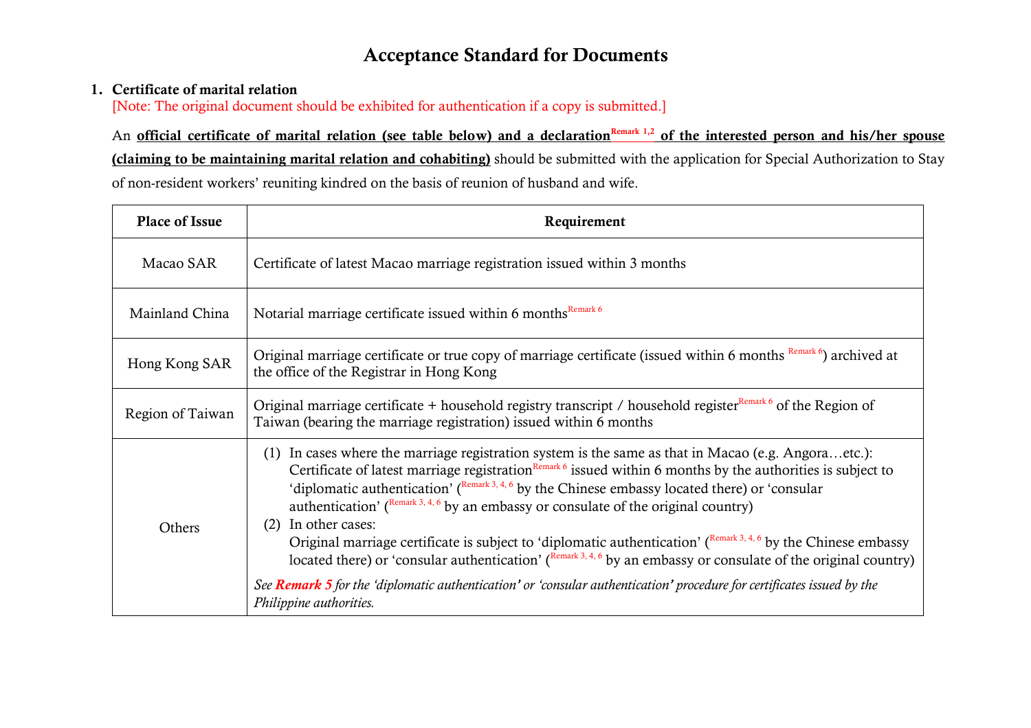# Acceptance Standard for Documents

## 1. Certificate of marital relation

[Note: The original document should be exhibited for authentication if a copy is submitted.]

An **official certificate of marital relation (see table below) and a declaration**[Remark 1,2] **of the interested person and his/her spouse (claiming to be maintaining marital relation and cohabiting)** should be submitted with the application for Special Authorization to Stay of non-resident workers' reuniting kindred on the basis of reunion of husband and wife.

| Place of Issue | Requirement |
|---|---|
| Macao SAR | Certificate of latest Macao marriage registration issued within 3 months |
| Mainland China | Notarial marriage certificate issued within 6 months[Remark 6] |
| Hong Kong SAR | Original marriage certificate or true copy of marriage certificate (issued within 6 months [Remark 6]) archived at the office of the Registrar in Hong Kong |
| Region of Taiwan | Original marriage certificate + household registry transcript / household register[Remark 6] of the Region of Taiwan (bearing the marriage registration) issued within 6 months |
| Others | (1) In cases where the marriage registration system is the same as that in Macao (e.g. Angora…etc.): Certificate of latest marriage registration[Remark 6] issued within 6 months by the authorities is subject to 'diplomatic authentication' ([Remark 3, 4, 6] by the Chinese embassy located there) or 'consular authentication' ([Remark 3, 4, 6] by an embassy or consulate of the original country)<br>(2) In other cases: Original marriage certificate is subject to 'diplomatic authentication' ([Remark 3, 4, 6] by the Chinese embassy located there) or 'consular authentication' ([Remark 3, 4, 6] by an embassy or consulate of the original country)<br>*See **Remark 5** for the 'diplomatic authentication' or 'consular authentication' procedure for certificates issued by the Philippine authorities.* |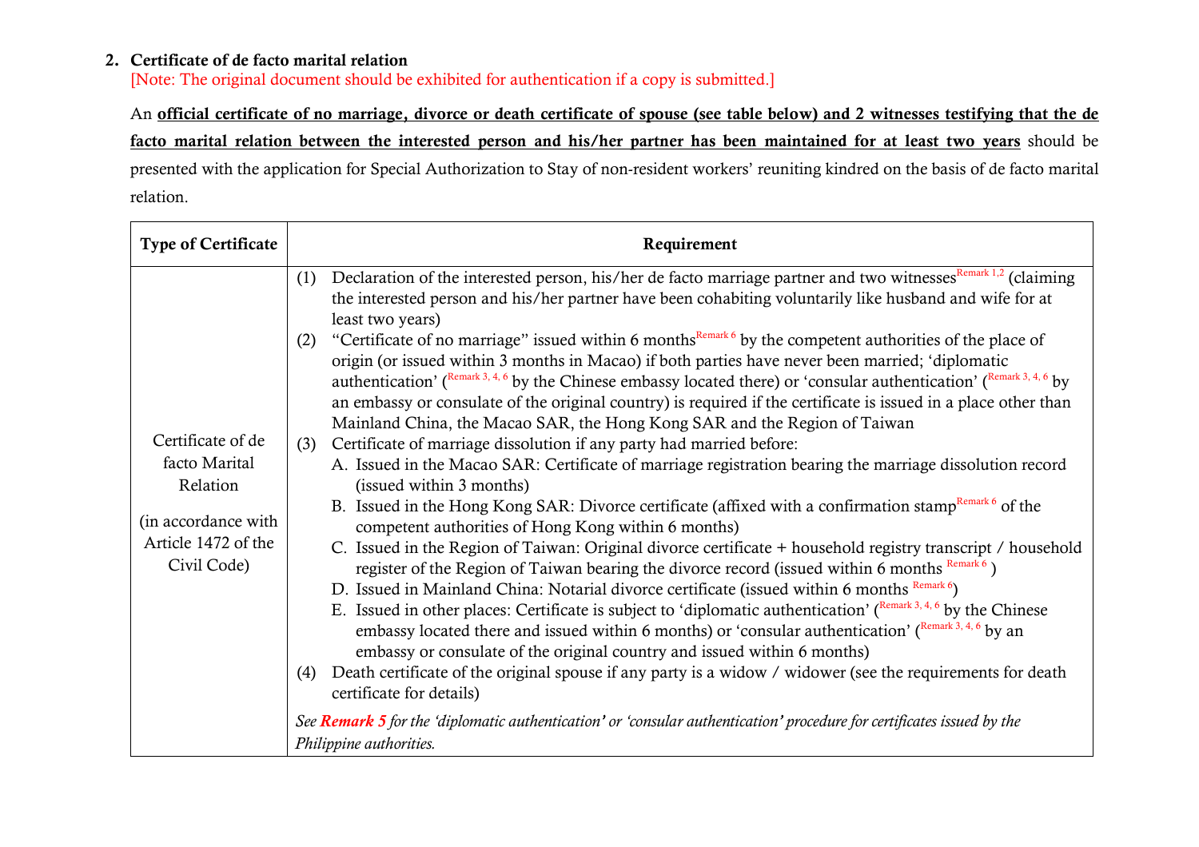## 2. Certificate of de facto marital relation

[Note: The original document should be exhibited for authentication if a copy is submitted.]

An **official certificate of no marriage, divorce or death certificate of spouse (see table below) and 2 witnesses testifying that the de facto marital relation between the interested person and his/her partner has been maintained for at least two years** should be presented with the application for Special Authorization to Stay of non-resident workers' reuniting kindred on the basis of de facto marital relation.

| Type of Certificate | Requirement |
|---|---|
| Certificate of de facto Marital Relation<br><br>(in accordance with Article 1472 of the Civil Code) | (1) Declaration of the interested person, his/her de facto marriage partner and two witnesses[Remark 1,2] (claiming the interested person and his/her partner have been cohabiting voluntarily like husband and wife for at least two years)<br>(2) "Certificate of no marriage" issued within 6 months[Remark 6] by the competent authorities of the place of origin (or issued within 3 months in Macao) if both parties have never been married; 'diplomatic authentication' ([Remark 3, 4, 6] by the Chinese embassy located there) or 'consular authentication' ([Remark 3, 4, 6] by an embassy or consulate of the original country) is required if the certificate is issued in a place other than Mainland China, the Macao SAR, the Hong Kong SAR and the Region of Taiwan<br>(3) Certificate of marriage dissolution if any party had married before:<br>A. Issued in the Macao SAR: Certificate of marriage registration bearing the marriage dissolution record (issued within 3 months)<br>B. Issued in the Hong Kong SAR: Divorce certificate (affixed with a confirmation stamp[Remark 6] of the competent authorities of Hong Kong within 6 months)<br>C. Issued in the Region of Taiwan: Original divorce certificate + household registry transcript / household register of the Region of Taiwan bearing the divorce record (issued within 6 months [Remark 6] )<br>D. Issued in Mainland China: Notarial divorce certificate (issued within 6 months [Remark 6])<br>E. Issued in other places: Certificate is subject to 'diplomatic authentication' ([Remark 3, 4, 6] by the Chinese embassy located there and issued within 6 months) or 'consular authentication' ([Remark 3, 4, 6] by an embassy or consulate of the original country and issued within 6 months)<br>(4) Death certificate of the original spouse if any party is a widow / widower (see the requirements for death certificate for details)<br><br>*See **Remark 5** for the 'diplomatic authentication' or 'consular authentication' procedure for certificates issued by the Philippine authorities.* |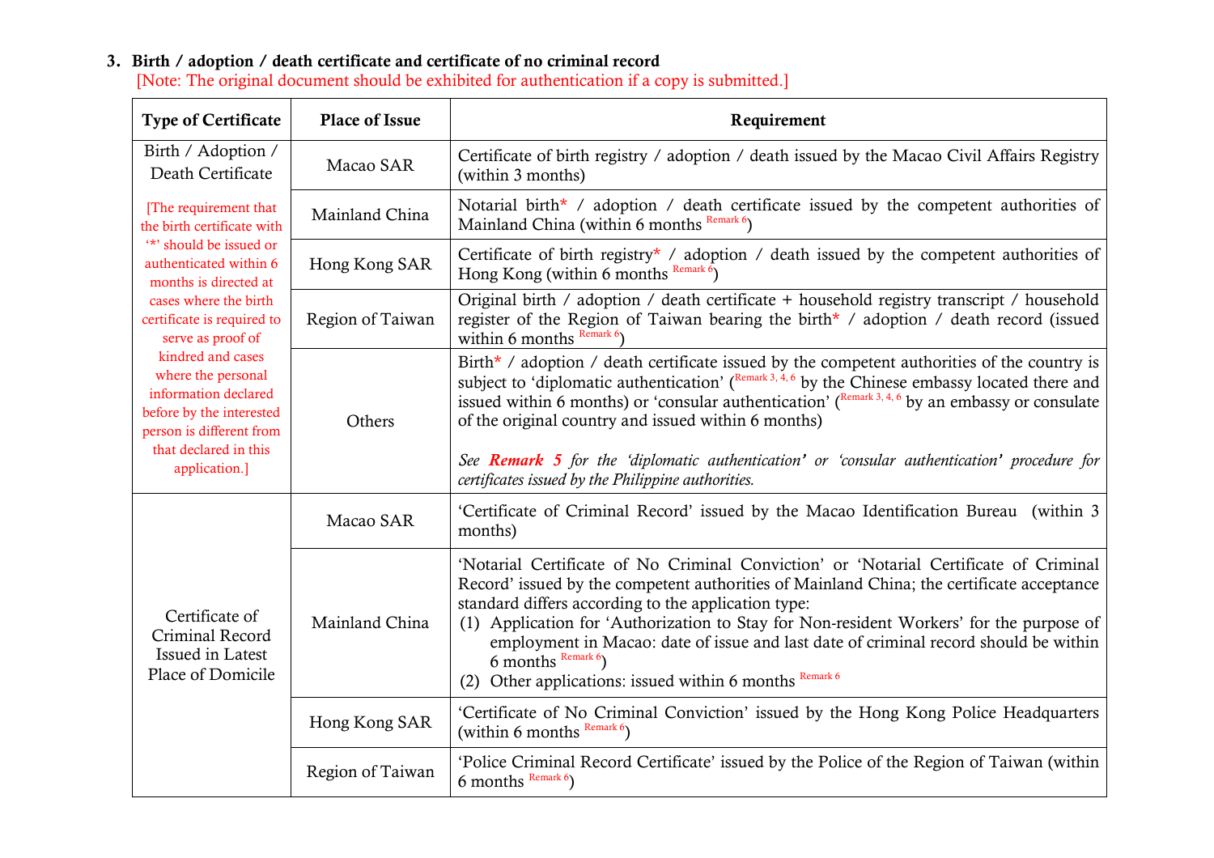### 3. Birth / adoption / death certificate and certificate of no criminal record

[Note: The original document should be exhibited for authentication if a copy is submitted.]

| Type of Certificate | Place of Issue | Requirement |
|---|---|---|
| Birth / Adoption / Death Certificate [The requirement that the birth certificate with '*' should be issued or authenticated within 6 months is directed at cases where the birth certificate is required to serve as proof of kindred and cases where the personal information declared before by the interested person is different from that declared in this application.] | Macao SAR | Certificate of birth registry / adoption / death issued by the Macao Civil Affairs Registry (within 3 months) |
| | Mainland China | Notarial birth* / adoption / death certificate issued by the competent authorities of Mainland China (within 6 months [Remark 6]) |
| | Hong Kong SAR | Certificate of birth registry* / adoption / death issued by the competent authorities of Hong Kong (within 6 months [Remark 6]) |
| | Region of Taiwan | Original birth / adoption / death certificate + household registry transcript / household register of the Region of Taiwan bearing the birth* / adoption / death record (issued within 6 months [Remark 6]) |
| | Others | Birth* / adoption / death certificate issued by the competent authorities of the country is subject to 'diplomatic authentication' ([Remark 3, 4, 6] by the Chinese embassy located there and issued within 6 months) or 'consular authentication' ([Remark 3, 4, 6] by an embassy or consulate of the original country and issued within 6 months)<br><br>*See **Remark 5** for the 'diplomatic authentication' or 'consular authentication' procedure for certificates issued by the Philippine authorities.* |
| Certificate of Criminal Record Issued in Latest Place of Domicile | Macao SAR | 'Certificate of Criminal Record' issued by the Macao Identification Bureau (within 3 months) |
| | Mainland China | 'Notarial Certificate of No Criminal Conviction' or 'Notarial Certificate of Criminal Record' issued by the competent authorities of Mainland China; the certificate acceptance standard differs according to the application type:<br>(1) Application for 'Authorization to Stay for Non-resident Workers' for the purpose of employment in Macao: date of issue and last date of criminal record should be within 6 months [Remark 6])<br>(2) Other applications: issued within 6 months [Remark 6] |
| | Hong Kong SAR | 'Certificate of No Criminal Conviction' issued by the Hong Kong Police Headquarters (within 6 months [Remark 6]) |
| | Region of Taiwan | 'Police Criminal Record Certificate' issued by the Police of the Region of Taiwan (within 6 months [Remark 6]) |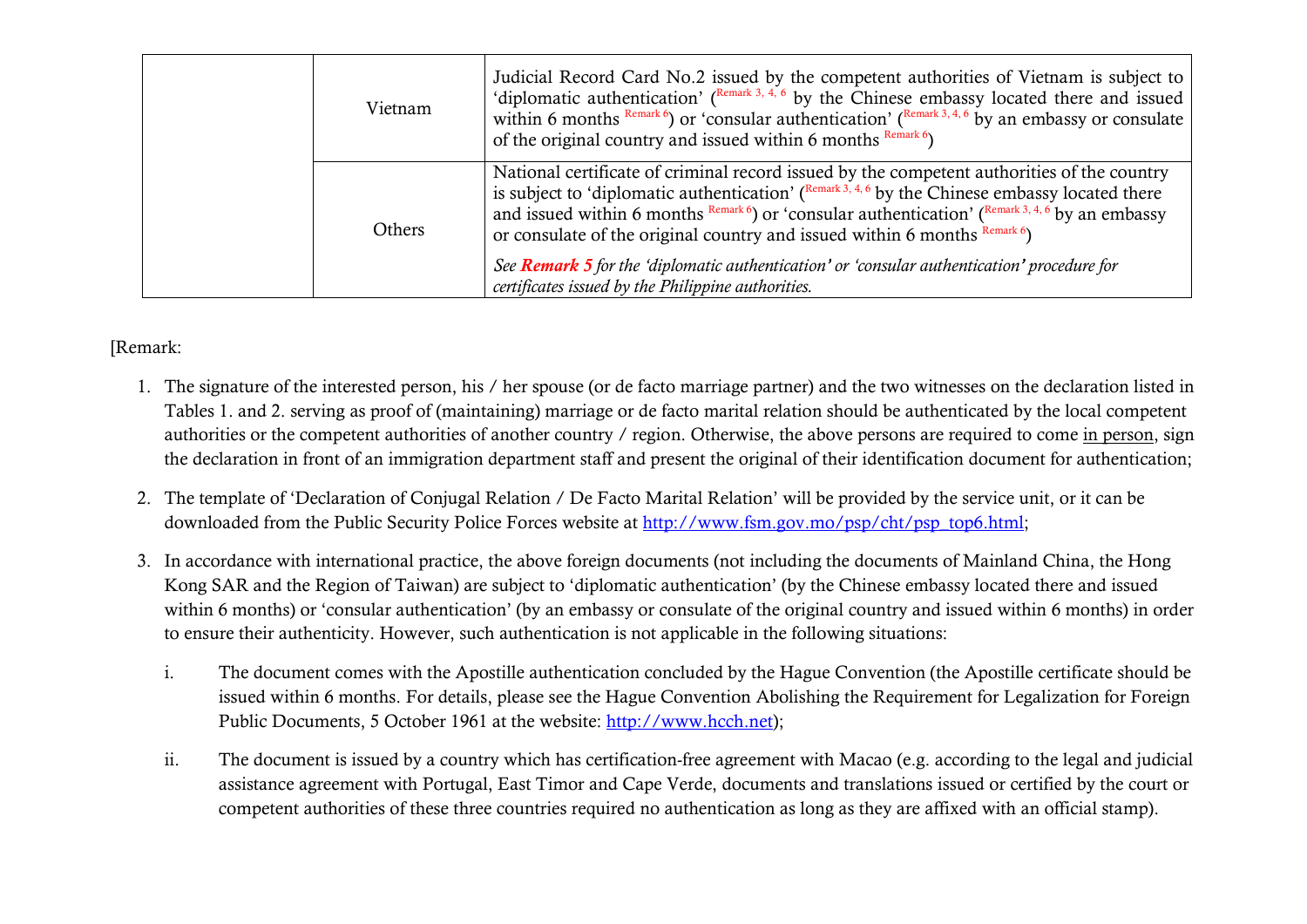| | | |
|---|---|---|
| | Vietnam | Judicial Record Card No.2 issued by the competent authorities of Vietnam is subject to 'diplomatic authentication' ([Remark 3, 4, 6] by the Chinese embassy located there and issued within 6 months [Remark 6]) or 'consular authentication' ([Remark 3, 4, 6] by an embassy or consulate of the original country and issued within 6 months [Remark 6]) |
| | Others | National certificate of criminal record issued by the competent authorities of the country is subject to 'diplomatic authentication' ([Remark 3, 4, 6] by the Chinese embassy located there and issued within 6 months [Remark 6]) or 'consular authentication' ([Remark 3, 4, 6] by an embassy or consulate of the original country and issued within 6 months [Remark 6]) *See **Remark 5** for the 'diplomatic authentication' or 'consular authentication' procedure for certificates issued by the Philippine authorities.* |

[Remark:

1. The signature of the interested person, his / her spouse (or de facto marriage partner) and the two witnesses on the declaration listed in Tables 1. and 2. serving as proof of (maintaining) marriage or de facto marital relation should be authenticated by the local competent authorities or the competent authorities of another country / region. Otherwise, the above persons are required to come in person, sign the declaration in front of an immigration department staff and present the original of their identification document for authentication;

2. The template of 'Declaration of Conjugal Relation / De Facto Marital Relation' will be provided by the service unit, or it can be downloaded from the Public Security Police Forces website at http://www.fsm.gov.mo/psp/cht/psp_top6.html;

3. In accordance with international practice, the above foreign documents (not including the documents of Mainland China, the Hong Kong SAR and the Region of Taiwan) are subject to 'diplomatic authentication' (by the Chinese embassy located there and issued within 6 months) or 'consular authentication' (by an embassy or consulate of the original country and issued within 6 months) in order to ensure their authenticity. However, such authentication is not applicable in the following situations:

   i. The document comes with the Apostille authentication concluded by the Hague Convention (the Apostille certificate should be issued within 6 months. For details, please see the Hague Convention Abolishing the Requirement for Legalization for Foreign Public Documents, 5 October 1961 at the website: http://www.hcch.net);

   ii. The document is issued by a country which has certification-free agreement with Macao (e.g. according to the legal and judicial assistance agreement with Portugal, East Timor and Cape Verde, documents and translations issued or certified by the court or competent authorities of these three countries required no authentication as long as they are affixed with an official stamp).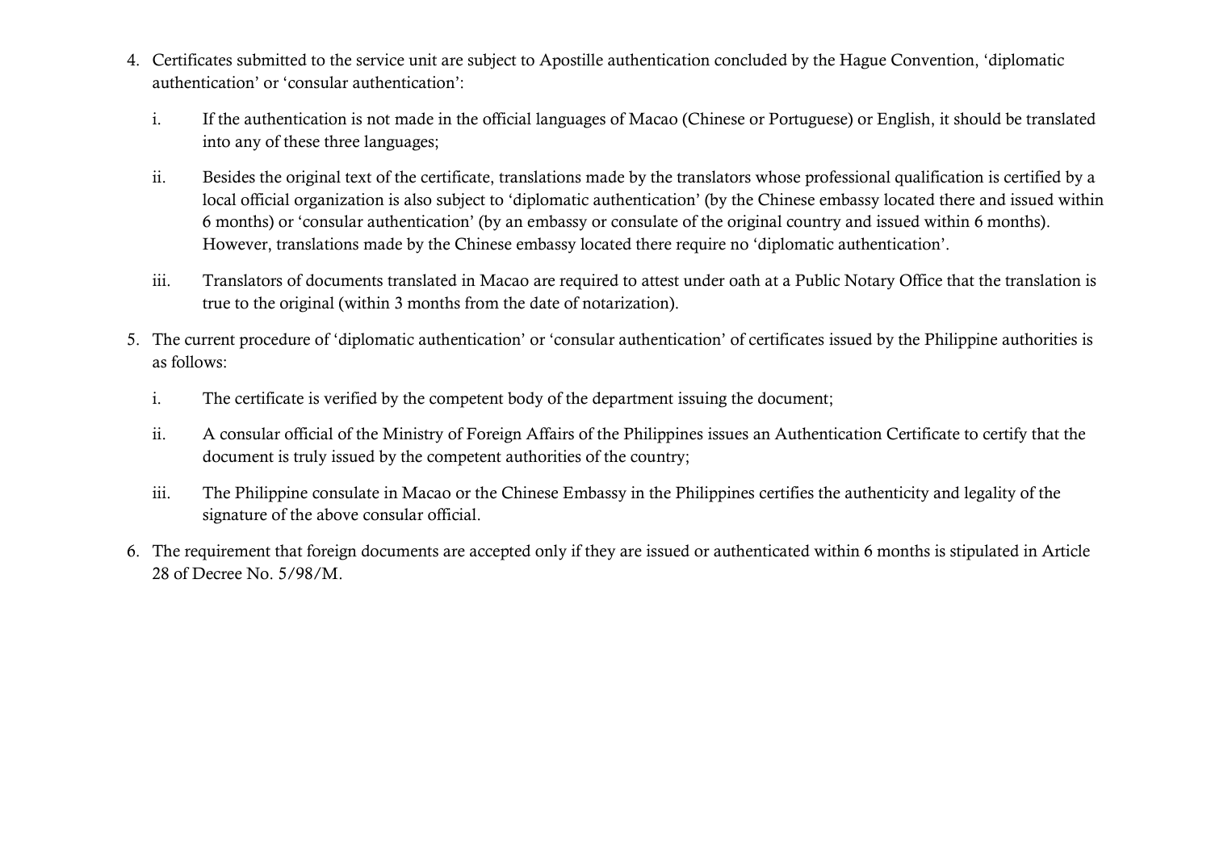4. Certificates submitted to the service unit are subject to Apostille authentication concluded by the Hague Convention, 'diplomatic authentication' or 'consular authentication':

   i. If the authentication is not made in the official languages of Macao (Chinese or Portuguese) or English, it should be translated into any of these three languages;

   ii. Besides the original text of the certificate, translations made by the translators whose professional qualification is certified by a local official organization is also subject to 'diplomatic authentication' (by the Chinese embassy located there and issued within 6 months) or 'consular authentication' (by an embassy or consulate of the original country and issued within 6 months). However, translations made by the Chinese embassy located there require no 'diplomatic authentication'.

   iii. Translators of documents translated in Macao are required to attest under oath at a Public Notary Office that the translation is true to the original (within 3 months from the date of notarization).

5. The current procedure of 'diplomatic authentication' or 'consular authentication' of certificates issued by the Philippine authorities is as follows:

   i. The certificate is verified by the competent body of the department issuing the document;

   ii. A consular official of the Ministry of Foreign Affairs of the Philippines issues an Authentication Certificate to certify that the document is truly issued by the competent authorities of the country;

   iii. The Philippine consulate in Macao or the Chinese Embassy in the Philippines certifies the authenticity and legality of the signature of the above consular official.

6. The requirement that foreign documents are accepted only if they are issued or authenticated within 6 months is stipulated in Article 28 of Decree No. 5/98/M.